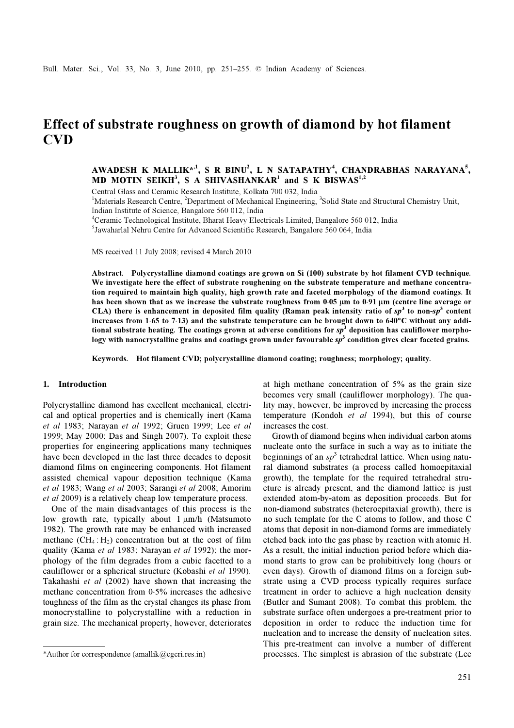# Effect of substrate roughness on growth of diamond by hot filament CVD

**AWADESH K MALLIK*[1], S R BINU[2], L N SATAPATHY[4], CHANDRABHAS NARAYANA[5], MD MOTIN SEIKH[3], S A SHIVASHANKAR[1] and S K BISWAS[1,2]**

Central Glass and Ceramic Research Institute, Kolkata 700 032, India
[1]Materials Research Centre, [2]Department of Mechanical Engineering, [3]Solid State and Structural Chemistry Unit, Indian Institute of Science, Bangalore 560 012, India
[4]Ceramic Technological Institute, Bharat Heavy Electricals Limited, Bangalore 560 012, India
[5]Jawaharlal Nehru Centre for Advanced Scientific Research, Bangalore 560 064, India

MS received 11 July 2008; revised 4 March 2010

**Abstract.** Polycrystalline diamond coatings are grown on Si (100) substrate by hot filament CVD technique. We investigate here the effect of substrate roughening on the substrate temperature and methane concentration required to maintain high quality, high growth rate and faceted morphology of the diamond coatings. It has been shown that as we increase the substrate roughness from 0·05 μm to 0·91 μm (centre line average or CLA) there is enhancement in deposited film quality (Raman peak intensity ratio of $sp^3$ to non-$sp^3$ content increases from 1·65 to 7·13) and the substrate temperature can be brought down to 640°C without any additional substrate heating. The coatings grown at adverse conditions for $sp^3$ deposition has cauliflower morphology with nanocrystalline grains and coatings grown under favourable $sp^3$ condition gives clear faceted grains.

**Keywords.** Hot filament CVD; polycrystalline diamond coating; roughness; morphology; quality.

## 1. Introduction

Polycrystalline diamond has excellent mechanical, electrical and optical properties and is chemically inert (Kama *et al* 1983; Narayan *et al* 1992; Gruen 1999; Lee *et al* 1999; May 2000; Das and Singh 2007). To exploit these properties for engineering applications many techniques have been developed in the last three decades to deposit diamond films on engineering components. Hot filament assisted chemical vapour deposition technique (Kama *et al* 1983; Wang *et al* 2003; Sarangi *et al* 2008; Amorim *et al* 2009) is a relatively cheap low temperature process.

One of the main disadvantages of this process is the low growth rate, typically about 1 μm/h (Matsumoto 1982). The growth rate may be enhanced with increased methane ($CH_4 : H_2$) concentration but at the cost of film quality (Kama *et al* 1983; Narayan *et al* 1992); the morphology of the film degrades from a cubic facetted to a cauliflower or a spherical structure (Kobashi *et al* 1990). Takahashi *et al* (2002) have shown that increasing the methane concentration from 0·5% increases the adhesive toughness of the film as the crystal changes its phase from monocrystalline to polycrystalline with a reduction in grain size. The mechanical property, however, deteriorates at high methane concentration of 5% as the grain size becomes very small (cauliflower morphology). The quality may, however, be improved by increasing the process temperature (Kondoh *et al* 1994), but this of course increases the cost.

Growth of diamond begins when individual carbon atoms nucleate onto the surface in such a way as to initiate the beginnings of an $sp^3$ tetrahedral lattice. When using natural diamond substrates (a process called homoepitaxial growth), the template for the required tetrahedral structure is already present, and the diamond lattice is just extended atom-by-atom as deposition proceeds. But for non-diamond substrates (heteroepitaxial growth), there is no such template for the C atoms to follow, and those C atoms that deposit in non-diamond forms are immediately etched back into the gas phase by reaction with atomic H. As a result, the initial induction period before which diamond starts to grow can be prohibitively long (hours or even days). Growth of diamond films on a foreign substrate using a CVD process typically requires surface treatment in order to achieve a high nucleation density (Butler and Sumant 2008). To combat this problem, the substrate surface often undergoes a pre-treatment prior to deposition in order to reduce the induction time for nucleation and to increase the density of nucleation sites. This pre-treatment can involve a number of different processes. The simplest is abrasion of the substrate (Lee

*Author for correspondence (amallik@cgcri.res.in)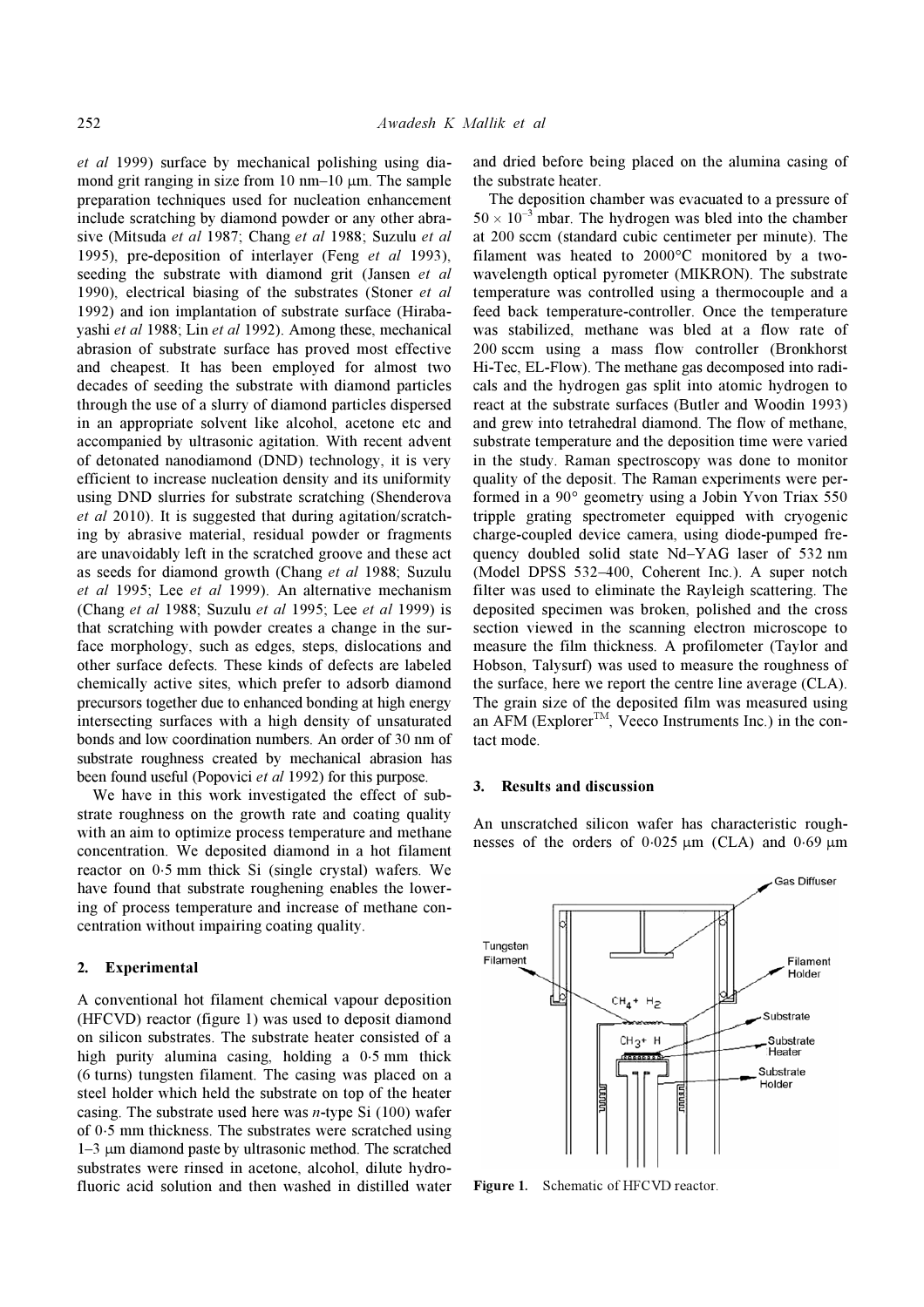*et al* 1999) surface by mechanical polishing using diamond grit ranging in size from 10 nm–10 μm. The sample preparation techniques used for nucleation enhancement include scratching by diamond powder or any other abrasive (Mitsuda *et al* 1987; Chang *et al* 1988; Suzulu *et al* 1995), pre-deposition of interlayer (Feng *et al* 1993), seeding the substrate with diamond grit (Jansen *et al* 1990), electrical biasing of the substrates (Stoner *et al* 1992) and ion implantation of substrate surface (Hirabayashi *et al* 1988; Lin *et al* 1992). Among these, mechanical abrasion of substrate surface has proved most effective and cheapest. It has been employed for almost two decades of seeding the substrate with diamond particles through the use of a slurry of diamond particles dispersed in an appropriate solvent like alcohol, acetone etc and accompanied by ultrasonic agitation. With recent advent of detonated nanodiamond (DND) technology, it is very efficient to increase nucleation density and its uniformity using DND slurries for substrate scratching (Shenderova *et al* 2010). It is suggested that during agitation/scratching by abrasive material, residual powder or fragments are unavoidably left in the scratched groove and these act as seeds for diamond growth (Chang *et al* 1988; Suzulu *et al* 1995; Lee *et al* 1999). An alternative mechanism (Chang *et al* 1988; Suzulu *et al* 1995; Lee *et al* 1999) is that scratching with powder creates a change in the surface morphology, such as edges, steps, dislocations and other surface defects. These kinds of defects are labeled chemically active sites, which prefer to adsorb diamond precursors together due to enhanced bonding at high energy intersecting surfaces with a high density of unsaturated bonds and low coordination numbers. An order of 30 nm of substrate roughness created by mechanical abrasion has been found useful (Popovici *et al* 1992) for this purpose.

We have in this work investigated the effect of substrate roughness on the growth rate and coating quality with an aim to optimize process temperature and methane concentration. We deposited diamond in a hot filament reactor on 0·5 mm thick Si (single crystal) wafers. We have found that substrate roughening enables the lowering of process temperature and increase of methane concentration without impairing coating quality.

## 2. Experimental

A conventional hot filament chemical vapour deposition (HFCVD) reactor (figure 1) was used to deposit diamond on silicon substrates. The substrate heater consisted of a high purity alumina casing, holding a 0·5 mm thick (6 turns) tungsten filament. The casing was placed on a steel holder which held the substrate on top of the heater casing. The substrate used here was *n*-type Si (100) wafer of 0·5 mm thickness. The substrates were scratched using 1–3 μm diamond paste by ultrasonic method. The scratched substrates were rinsed in acetone, alcohol, dilute hydrofluoric acid solution and then washed in distilled water and dried before being placed on the alumina casing of the substrate heater.

The deposition chamber was evacuated to a pressure of $50 \times 10^{-3}$ mbar. The hydrogen was bled into the chamber at 200 sccm (standard cubic centimeter per minute). The filament was heated to 2000°C monitored by a two-wavelength optical pyrometer (MIKRON). The substrate temperature was controlled using a thermocouple and a feed back temperature-controller. Once the temperature was stabilized, methane was bled at a flow rate of 200 sccm using a mass flow controller (Bronkhorst Hi-Tec, EL-Flow). The methane gas decomposed into radicals and the hydrogen gas split into atomic hydrogen to react at the substrate surfaces (Butler and Woodin 1993) and grew into tetrahedral diamond. The flow of methane, substrate temperature and the deposition time were varied in the study. Raman spectroscopy was done to monitor quality of the deposit. The Raman experiments were performed in a 90° geometry using a Jobin Yvon Triax 550 tripple grating spectrometer equipped with cryogenic charge-coupled device camera, using diode-pumped frequency doubled solid state Nd–YAG laser of 532 nm (Model DPSS 532–400, Coherent Inc.). A super notch filter was used to eliminate the Rayleigh scattering. The deposited specimen was broken, polished and the cross section viewed in the scanning electron microscope to measure the film thickness. A profilometer (Taylor and Hobson, Talysurf) was used to measure the roughness of the surface, here we report the centre line average (CLA). The grain size of the deposited film was measured using an AFM (Explorer™, Veeco Instruments Inc.) in the contact mode.

## 3. Results and discussion

An unscratched silicon wafer has characteristic roughnesses of the orders of 0·025 μm (CLA) and 0·69 μm

Figure 1. Schematic of HFCVD reactor.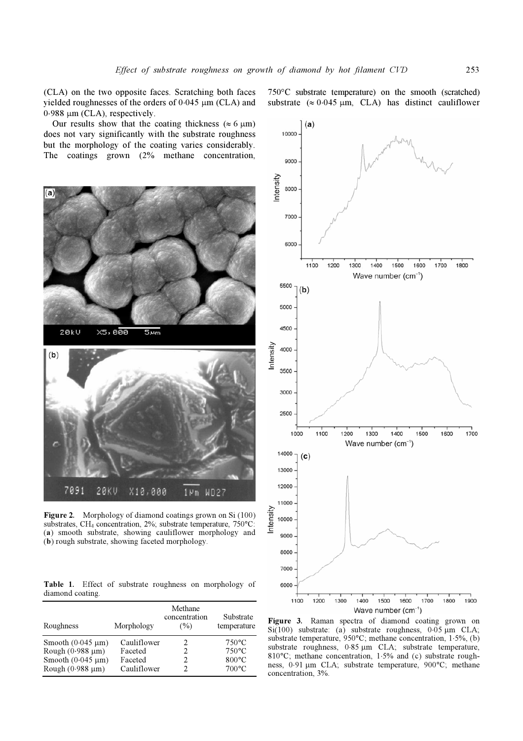(CLA) on the two opposite faces. Scratching both faces yielded roughnesses of the orders of 0·045 μm (CLA) and 0·988 μm (CLA), respectively.

Our results show that the coating thickness (≈ 6 μm) does not vary significantly with the substrate roughness but the morphology of the coating varies considerably. The coatings grown (2% methane concentration, 750°C substrate temperature) on the smooth (scratched) substrate (≈ 0·045 μm, CLA) has distinct cauliflower

**Figure 2.** Morphology of diamond coatings grown on Si (100) substrates, $CH_4$ concentration, 2%; substrate temperature, 750°C: (**a**) smooth substrate, showing cauliflower morphology and (**b**) rough substrate, showing faceted morphology.

**Table 1.** Effect of substrate roughness on morphology of diamond coating.

| Roughness | Morphology | Methane concentration (%) | Substrate temperature |
|---|---|---|---|
| Smooth (0·045 μm) | Cauliflower | 2 | 750°C |
| Rough (0·988 μm) | Faceted | 2 | 750°C |
| Smooth (0·045 μm) | Faceted | 2 | 800°C |
| Rough (0·988 μm) | Cauliflower | 2 | 700°C |

**Figure 3.** Raman spectra of diamond coating grown on Si(100) substrate: (a) substrate roughness, 0·05 μm CLA; substrate temperature, 950°C; methane concentration, 1·5%, (b) substrate roughness, 0·85 μm CLA; substrate temperature, 810°C; methane concentration, 1·5% and (c) substrate roughness, 0·91 μm CLA; substrate temperature, 900°C; methane concentration, 3%.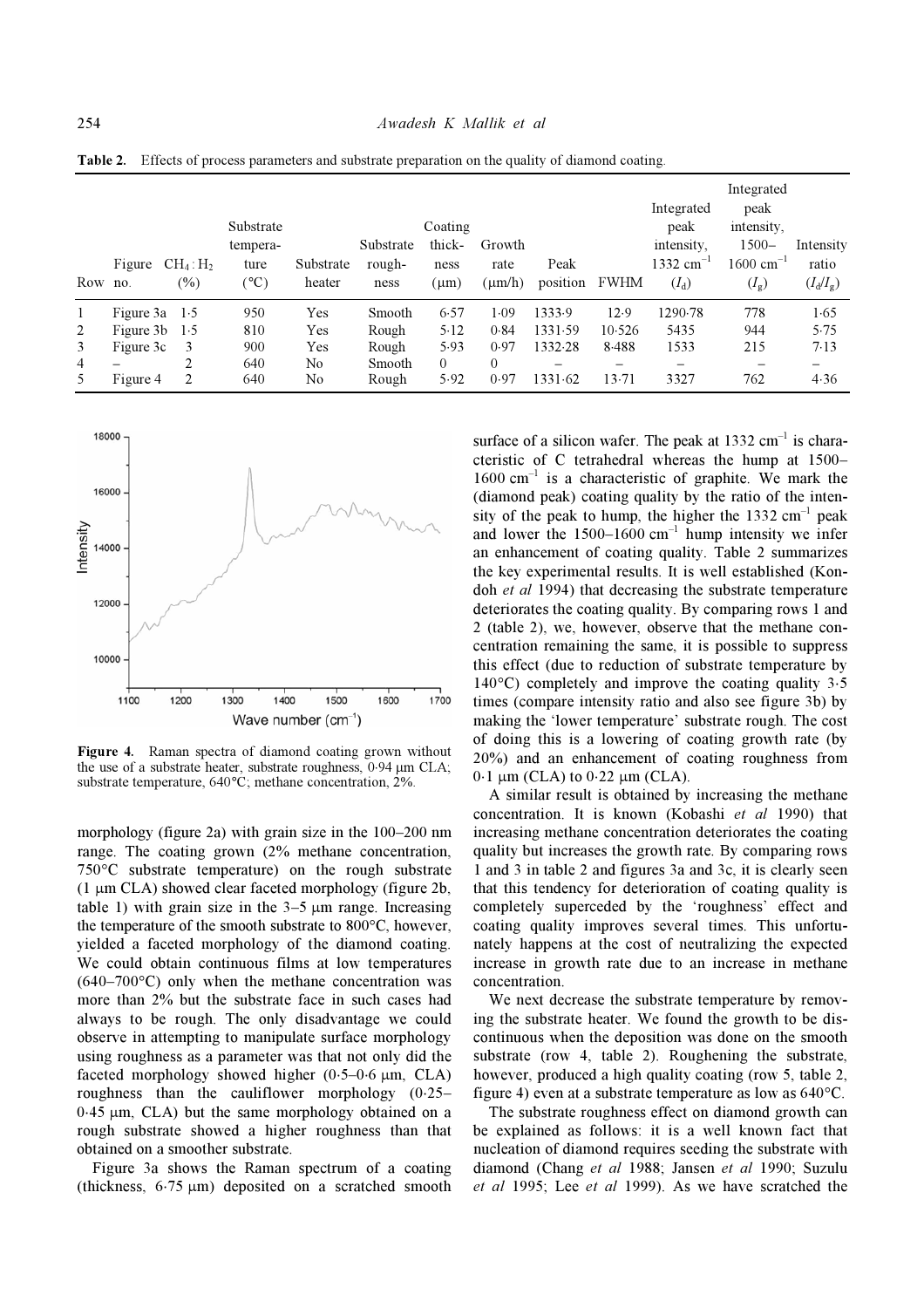**Table 2.** Effects of process parameters and substrate preparation on the quality of diamond coating.

| Row | Figure no. | $CH_4 : H_2$ (%) | Substrate temperature (°C) | Substrate heater | Substrate roughness | Coating thickness (μm) | Growth rate (μm/h) | Peak position | FWHM | Integrated peak intensity, 1332 $cm^{-1}$ ($I_d$) | Integrated peak intensity, 1500–1600 $cm^{-1}$ ($I_g$) | Intensity ratio ($I_d/I_g$) |
|---|---|---|---|---|---|---|---|---|---|---|---|---|
| 1 | Figure 3a | 1·5 | 950 | Yes | Smooth | 6·57 | 1·09 | 1333·9 | 12·9 | 1290·78 | 778 | 1·65 |
| 2 | Figure 3b | 1·5 | 810 | Yes | Rough | 5·12 | 0·84 | 1331·59 | 10·526 | 5435 | 944 | 5·75 |
| 3 | Figure 3c | 3 | 900 | Yes | Rough | 5·93 | 0·97 | 1332·28 | 8·488 | 1533 | 215 | 7·13 |
| 4 | – | 2 | 640 | No | Smooth | 0 | 0 | – | – | – | – | – |
| 5 | Figure 4 | 2 | 640 | No | Rough | 5·92 | 0·97 | 1331·62 | 13·71 | 3327 | 762 | 4·36 |

**Figure 4.** Raman spectra of diamond coating grown without the use of a substrate heater, substrate roughness, 0·94 μm CLA; substrate temperature, 640°C; methane concentration, 2%.

morphology (figure 2a) with grain size in the 100–200 nm range. The coating grown (2% methane concentration, 750°C substrate temperature) on the rough substrate (1 μm CLA) showed clear faceted morphology (figure 2b, table 1) with grain size in the 3–5 μm range. Increasing the temperature of the smooth substrate to 800°C, however, yielded a faceted morphology of the diamond coating. We could obtain continuous films at low temperatures (640–700°C) only when the methane concentration was more than 2% but the substrate face in such cases had always to be rough. The only disadvantage we could observe in attempting to manipulate surface morphology using roughness as a parameter was that not only did the faceted morphology showed higher (0·5–0·6 μm, CLA) roughness than the cauliflower morphology (0·25–0·45 μm, CLA) but the same morphology obtained on a rough substrate showed a higher roughness than that obtained on a smoother substrate.

Figure 3a shows the Raman spectrum of a coating (thickness, 6·75 μm) deposited on a scratched smooth surface of a silicon wafer. The peak at 1332 $cm^{-1}$ is characteristic of C tetrahedral whereas the hump at 1500–1600 $cm^{-1}$ is a characteristic of graphite. We mark the (diamond peak) coating quality by the ratio of the intensity of the peak to hump, the higher the 1332 $cm^{-1}$ peak and lower the 1500–1600 $cm^{-1}$ hump intensity we infer an enhancement of coating quality. Table 2 summarizes the key experimental results. It is well established (Kondoh *et al* 1994) that decreasing the substrate temperature deteriorates the coating quality. By comparing rows 1 and 2 (table 2), we, however, observe that the methane concentration remaining the same, it is possible to suppress this effect (due to reduction of substrate temperature by 140°C) completely and improve the coating quality 3·5 times (compare intensity ratio and also see figure 3b) by making the 'lower temperature' substrate rough. The cost of doing this is a lowering of coating growth rate (by 20%) and an enhancement of coating roughness from 0·1 μm (CLA) to 0·22 μm (CLA).

A similar result is obtained by increasing the methane concentration. It is known (Kobashi *et al* 1990) that increasing methane concentration deteriorates the coating quality but increases the growth rate. By comparing rows 1 and 3 in table 2 and figures 3a and 3c, it is clearly seen that this tendency for deterioration of coating quality is completely superceded by the 'roughness' effect and coating quality improves several times. This unfortunately happens at the cost of neutralizing the expected increase in growth rate due to an increase in methane concentration.

We next decrease the substrate temperature by removing the substrate heater. We found the growth to be discontinuous when the deposition was done on the smooth substrate (row 4, table 2). Roughening the substrate, however, produced a high quality coating (row 5, table 2, figure 4) even at a substrate temperature as low as 640°C.

The substrate roughness effect on diamond growth can be explained as follows: it is a well known fact that nucleation of diamond requires seeding the substrate with diamond (Chang *et al* 1988; Jansen *et al* 1990; Suzulu *et al* 1995; Lee *et al* 1999). As we have scratched the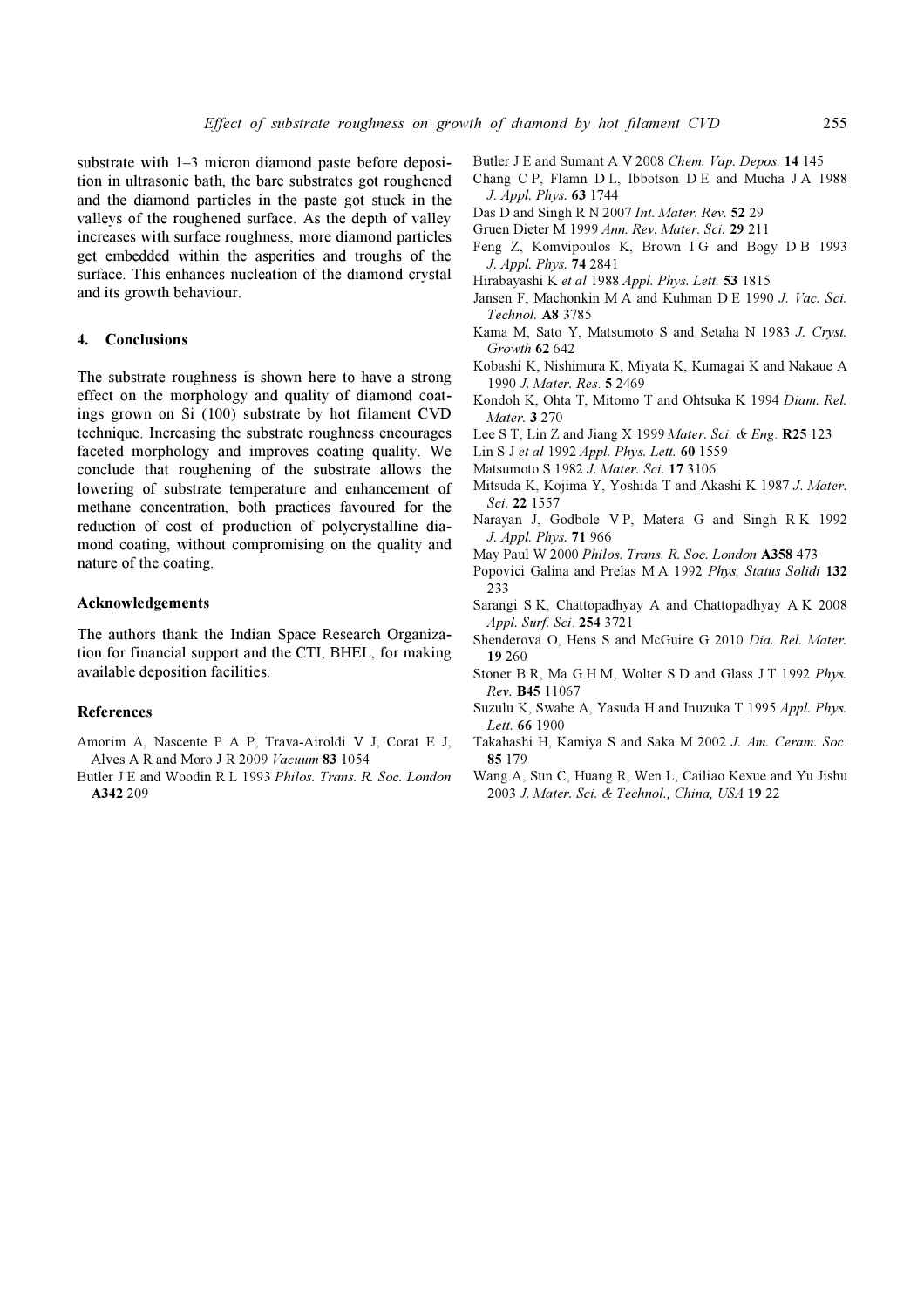substrate with 1–3 micron diamond paste before deposition in ultrasonic bath, the bare substrates got roughened and the diamond particles in the paste got stuck in the valleys of the roughened surface. As the depth of valley increases with surface roughness, more diamond particles get embedded within the asperities and troughs of the surface. This enhances nucleation of the diamond crystal and its growth behaviour.

## 4. Conclusions

The substrate roughness is shown here to have a strong effect on the morphology and quality of diamond coatings grown on Si (100) substrate by hot filament CVD technique. Increasing the substrate roughness encourages faceted morphology and improves coating quality. We conclude that roughening of the substrate allows the lowering of substrate temperature and enhancement of methane concentration, both practices favoured for the reduction of cost of production of polycrystalline diamond coating, without compromising on the quality and nature of the coating.

## Acknowledgements

The authors thank the Indian Space Research Organization for financial support and the CTI, BHEL, for making available deposition facilities.

## References

Amorim A, Nascente P A P, Trava-Airoldi V J, Corat E J, Alves A R and Moro J R 2009 *Vacuum* **83** 1054

Butler J E and Woodin R L 1993 *Philos. Trans. R. Soc. London* **A342** 209

Butler J E and Sumant A V 2008 *Chem. Vap. Depos.* **14** 145

Chang C P, Flamn D L, Ibbotson D E and Mucha J A 1988 *J. Appl. Phys.* **63** 1744

Das D and Singh R N 2007 *Int. Mater. Rev.* **52** 29

Gruen Dieter M 1999 *Ann. Rev. Mater. Sci.* **29** 211

Feng Z, Komvipoulos K, Brown I G and Bogy D B 1993 *J. Appl. Phys.* **74** 2841

Hirabayashi K *et al* 1988 *Appl. Phys. Lett.* **53** 1815

Jansen F, Machonkin M A and Kuhman D E 1990 *J. Vac. Sci. Technol.* **A8** 3785

Kama M, Sato Y, Matsumoto S and Setaha N 1983 *J. Cryst. Growth* **62** 642

Kobashi K, Nishimura K, Miyata K, Kumagai K and Nakaue A 1990 *J. Mater. Res.* **5** 2469

Kondoh K, Ohta T, Mitomo T and Ohtsuka K 1994 *Diam. Rel. Mater.* **3** 270

Lee S T, Lin Z and Jiang X 1999 *Mater. Sci. & Eng.* **R25** 123

Lin S J *et al* 1992 *Appl. Phys. Lett.* **60** 1559

Matsumoto S 1982 *J. Mater. Sci.* **17** 3106

Mitsuda K, Kojima Y, Yoshida T and Akashi K 1987 *J. Mater. Sci.* **22** 1557

Narayan J, Godbole V P, Matera G and Singh R K 1992 *J. Appl. Phys.* **71** 966

May Paul W 2000 *Philos. Trans. R. Soc. London* **A358** 473

Popovici Galina and Prelas M A 1992 *Phys. Status Solidi* **132** 233

Sarangi S K, Chattopadhyay A and Chattopadhyay A K 2008 *Appl. Surf. Sci.* **254** 3721

Shenderova O, Hens S and McGuire G 2010 *Dia. Rel. Mater.* **19** 260

Stoner B R, Ma G H M, Wolter S D and Glass J T 1992 *Phys. Rev.* **B45** 11067

Suzulu K, Swabe A, Yasuda H and Inuzuka T 1995 *Appl. Phys. Lett.* **66** 1900

Takahashi H, Kamiya S and Saka M 2002 *J. Am. Ceram. Soc.* **85** 179

Wang A, Sun C, Huang R, Wen L, Cailiao Kexue and Yu Jishu 2003 *J. Mater. Sci. & Technol., China, USA* **19** 22